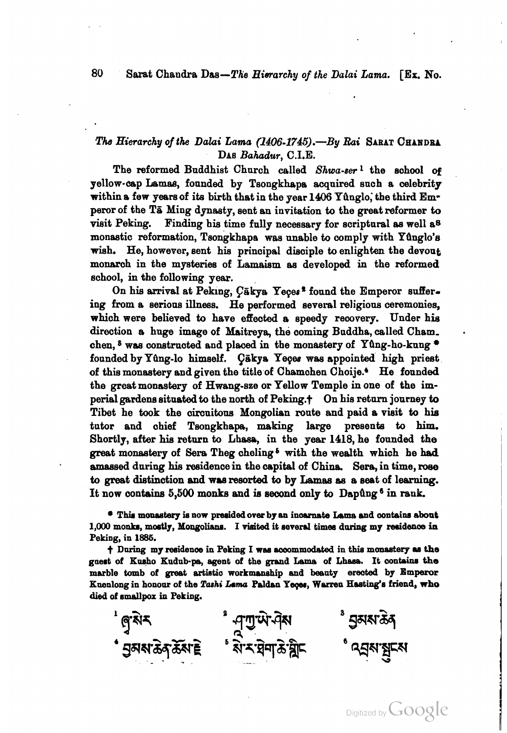## *The Hierarchy of the Dalai Lama (1406-1745).*—By Rai SARAT CHANDRA DAS *Bahadur*, C.I.E.

The reformed Buddhist Church called *Shwa-ser* [1] the school of yellow-cap Lamas, founded by Tsongkhapa acquired such a celebrity within a few years of its birth that in the year 1406 Yûnglo, the third Emperor of the Tā Ming dynasty, sent an invitation to the great reformer to visit Peking. Finding his time fully necessary for scriptural as well as monastic reformation, Tsongkhapa was unable to comply with Yûnglo's wish. He, however, sent his principal disciple to enlighten the devout monarch in the mysteries of Lamaism as developed in the reformed school, in the following year.

On his arrival at Peking, Çākya Yeçes [2] found the Emperor suffering from a serious illness. He performed several religious ceremonies, which were believed to have effected a speedy recovery. Under his direction a huge image of Maitreya, the coming Buddha, called Chamchen, [3] was constructed and placed in the monastery of Yûng-ho-kung * founded by Yûng-lo himself. Çākya Yeçes was appointed high priest of this monastery and given the title of Chamchen Choije.[4] He founded the great monastery of Hwang-sze or Yellow Temple in one of the imperial gardens situated to the north of Peking.† On his return journey to Tibet he took the circuitous Mongolian route and paid a visit to his tutor and chief Tsongkhapa, making large presents to him. Shortly, after his return to Lhasa, in the year 1418, he founded the great monastery of Sera Theg cheling [5] with the wealth which he had amassed during his residence in the capital of China. Sera, in time, rose to great distinction and was resorted to by Lamas as a seat of learning. It now contains 5,500 monks and is second only to Dapûng [6] in rank.

* This monastery is now presided over by an incarnate Lama and contains about 1,000 monks, mostly, Mongolians. I visited it several times during my residence in Peking, in 1885.

† During my residence in Peking I was accommodated in this monastery as the guest of Kusho Kudub-pa, agent of the grand Lama of Lhasa. It contains the marble tomb of great artistic workmanship and beauty erected by Emperor Kuenlong in honour of the *Tashi Lama* Paldan Yeçes, Warren Hasting's friend, who died of smallpox in Peking.

[1] ཞྭ་སེར [2] ཤཱཀྱ་ཡེ་ཤེས [3] བྱམས་ཆེན

[4] བྱམས་ཆེན་ཆོས་རྗེ [5] སེ་ར་ཐེག་ཆེན་གླིང [6] འབྲས་སྤུངས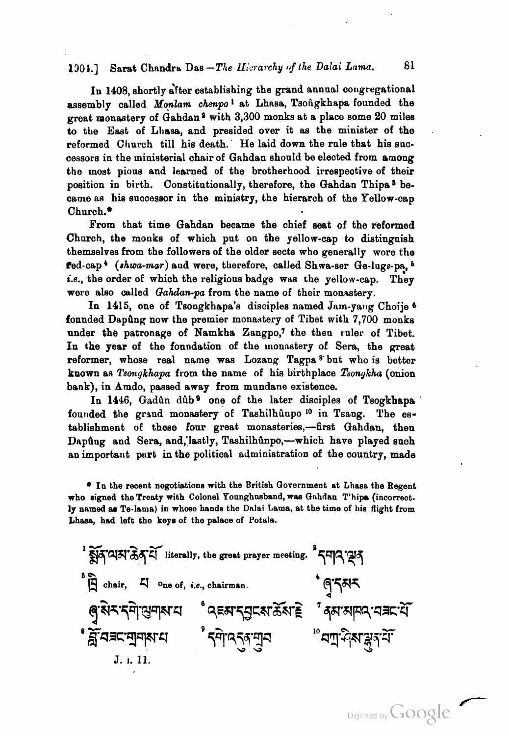In 1408, shortly after establishing the grand annual congregational assembly called *Monlam chenpo*[1] at Lhasa, Tsoṅgkhapa founded the great monastery of Gahdan[2] with 3,300 monks at a place some 20 miles to the East of Lhasa, and presided over it as the minister of the reformed Church till his death. He laid down the rule that his successors in the ministerial chair of Gahdan should be elected from among the most pious and learned of the brotherhood irrespective of their position in birth. Constitutionally, therefore, the Gahdan Thipa[3] became as his successor in the ministry, the hierarch of the Yellow-cap Church.*

From that time Gahdan became the chief seat of the reformed Church, the monks of which put on the yellow-cap to distinguish themselves from the followers of the older sects who generally wore the red-cap[4] (*shwa-mar*) and were, therefore, called Shwa-ser Ge-lugs-pa,[5] *i.e.*, the order of which the religious badge was the yellow-cap. They were also called *Gahdan-pa* from the name of their monastery.

In 1415, one of Tsongkhapa's disciples named Jam-yang Choije[6] founded Dapûng now the premier monastery of Tibet with 7,700 monks under the patronage of Namkha Zangpo,[7] the then ruler of Tibet. In the year of the foundation of the monastery of Sera, the great reformer, whose real name was Lozang Tagpa[8] but who is better known as *T'songkhapa* from the name of his birthplace *Tsongkha* (onion bank), in Amdo, passed away from mundane existence.

In 1446, Gadûn dûb[9] one of the later disciples of Tsogkhapa founded the grand monastery of Tashilhûnpo[10] in Tsang. The establishment of these four great monasteries,—first Gahdan, then Dapûng and Sera, and, lastly, Tashilhûnpo,—which have played such an important part in the political administration of the country, made

* In the recent negotiations with the British Government at Lhasa the Regent who signed the Treaty with Colonel Younghusband, was Gahdan T'hipa (incorrectly named as Te-lama) in whose hands the Dalai Lama, at the time of his flight from Lhasa, had left the keys of the palace of Potala.

[1] སྨོན་ལམ་ཆེན་པོ literally, the great prayer meeting. [2] དགའ་ལྡན

[3] ཁྲི chair, པ one of, *i.e.*, chairman. [4] ཞྭ་དམར

[5] ཞྭ་སེར་དགེ་ལུགས་པ [6] འཇམ་དབྱངས་ཆོས་རྗེ [7] ནམ་མཁའ་བཟང་པོ

[8] བློ་བཟང་གྲགས་པ [9] དགེ་འདུན་གྲུབ [10] བཀྲ་ཤིས་ལྷུན་པོ

J. i. 11.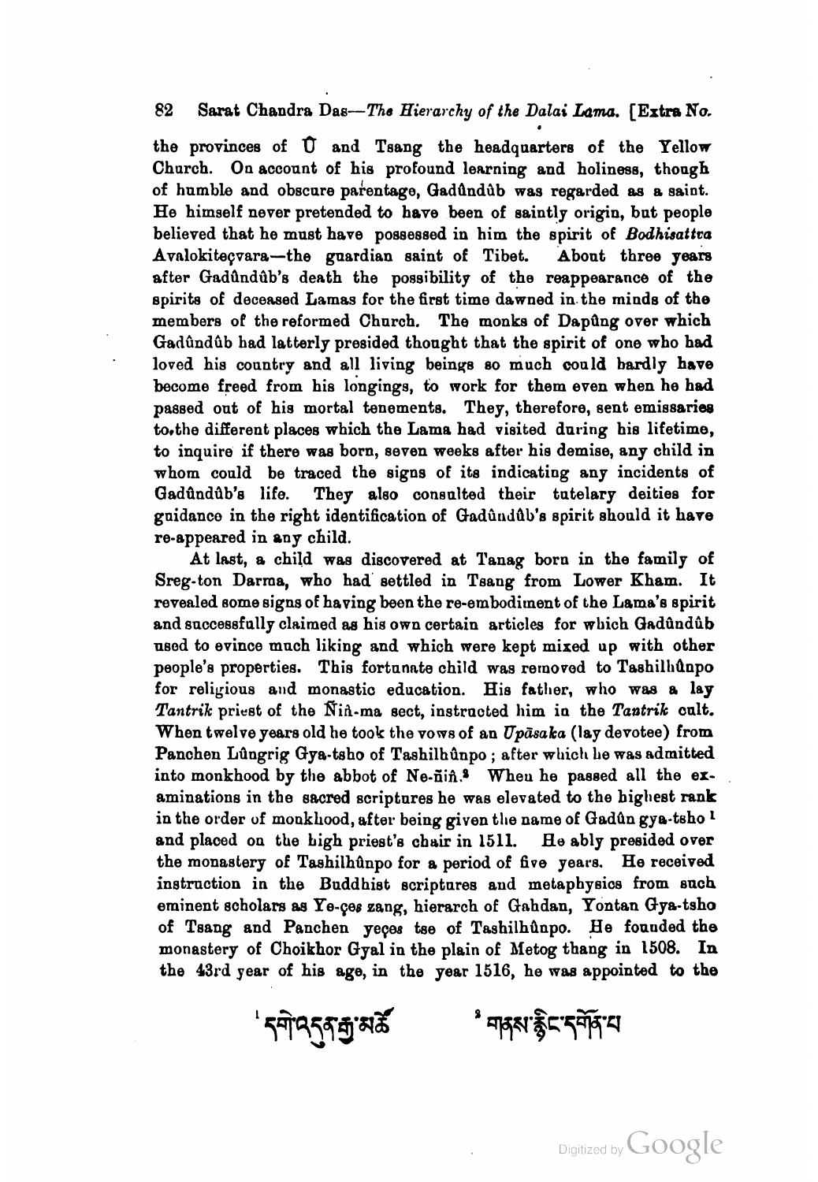the provinces of Û and Tsang the headquarters of the Yellow Church. On account of his profound learning and holiness, though of humble and obscure parentage, Gadûndûb was regarded as a saint. He himself never pretended to have been of saintly origin, but people believed that he must have possessed in him the spirit of *Bodhisattva* Avalokiteçvara—the guardian saint of Tibet. About three years after Gadûndûb's death the possibility of the reappearance of the spirits of deceased Lamas for the first time dawned in the minds of the members of the reformed Church. The monks of Dapûng over which Gadûndûb had latterly presided thought that the spirit of one who had loved his country and all living beings so much could hardly have become freed from his longings, to work for them even when he had passed out of his mortal tenements. They, therefore, sent emissaries to the different places which the Lama had visited during his lifetime, to inquire if there was born, seven weeks after his demise, any child in whom could be traced the signs of its indicating any incidents of Gadûndûb's life. They also consulted their tutelary deities for guidance in the right identification of Gadûndûb's spirit should it have re-appeared in any child.

At last, a child was discovered at Tanag born in the family of Sreg-ton Darma, who had settled in Tsang from Lower Kham. It revealed some signs of having been the re-embodiment of the Lama's spirit and successfully claimed as his own certain articles for which Gadûndûb used to evince much liking and which were kept mixed up with other people's properties. This fortunate child was removed to Tashilhûnpo for religious and monastic education. His father, who was a lay *Tantrik* priest of the Ñiñ-ma sect, instructed him in the *Tantrik* cult. When twelve years old he took the vows of an *Upāsaka* (lay devotee) from Panchen Lûngrig Gya-tsho of Tashilhûnpo; after which he was admitted into monkhood by the abbot of Ne-ñiñ.[2] When he passed all the examinations in the sacred scriptures he was elevated to the highest rank in the order of monkhood, after being given the name of Gadûn gya-tsho[1] and placed on the high priest's chair in 1511. He ably presided over the monastery of Tashilhûnpo for a period of five years. He received instruction in the Buddhist scriptures and metaphysics from such eminent scholars as Ye-çes zang, hierarch of Gahdan, Yontan Gya-tsho of Tsang and Panchen yeçes tse of Tashilhûnpo. He founded the monastery of Choikhor Gyal in the plain of Metog thang in 1508. In the 43rd year of his age, in the year 1516, he was appointed to the

[1] དགེ་འདུན་རྒྱ་མཚོ  [2] གནས་རྙིང་དགོན་པ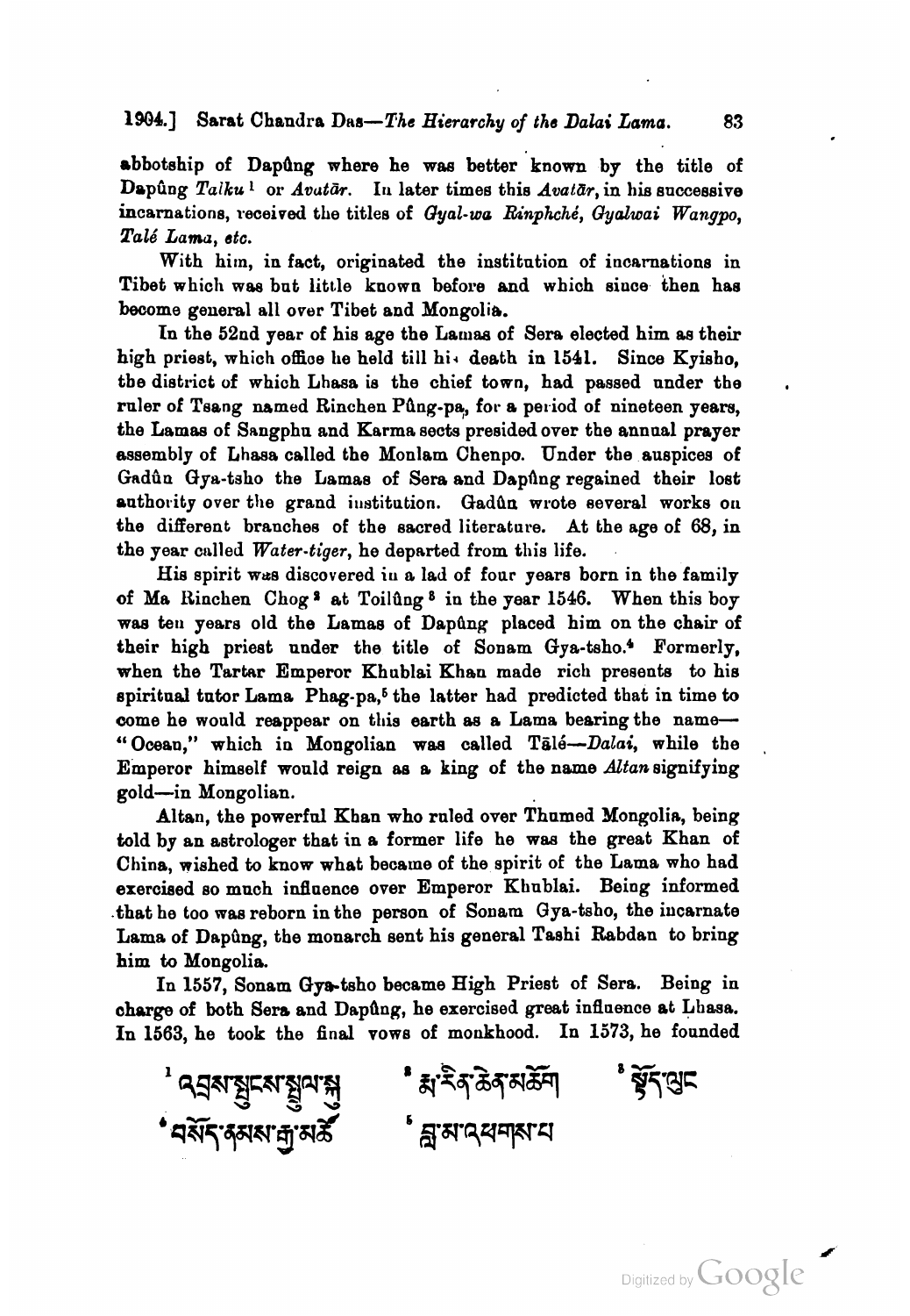abbotship of Dapûng where he was better known by the title of Dapûng *Talku*[1] or *Avatār*. In later times this *Avatār*, in his successive incarnations, received the titles of *Gyal-wa Rinphché*, *Gyalwai Wangpo*, *Talé Lama*, *etc.*

With him, in fact, originated the institution of incarnations in Tibet which was but little known before and which since then has become general all over Tibet and Mongolia.

In the 52nd year of his age the Lamas of Sera elected him as their high priest, which office he held till his death in 1541. Since Kyisho, the district of which Lhasa is the chief town, had passed under the ruler of Tsang named Rinchen Pûng-pa, for a period of nineteen years, the Lamas of Sangphu and Karma sects presided over the annual prayer assembly of Lhasa called the Monlam Chenpo. Under the auspices of Gadûn Gya-tsho the Lamas of Sera and Dapûng regained their lost authority over the grand institution. Gadûn wrote several works on the different branches of the sacred literature. At the age of 68, in the year called *Water-tiger*, he departed from this life.

His spirit was discovered in a lad of four years born in the family of Ma Rinchen Chog[2] at Toilûng[3] in the year 1546. When this boy was ten years old the Lamas of Dapûng placed him on the chair of their high priest under the title of Sonam Gya-tsho.[4] Formerly, when the Tartar Emperor Khublai Khan made rich presents to his spiritual tutor Lama Phag-pa,[5] the latter had predicted that in time to come he would reappear on this earth as a Lama bearing the name—"Ocean," which in Mongolian was called Tālé—*Dalai*, while the Emperor himself would reign as a king of the name *Altan* signifying gold—in Mongolian.

Altan, the powerful Khan who ruled over Thumed Mongolia, being told by an astrologer that in a former life he was the great Khan of China, wished to know what became of the spirit of the Lama who had exercised so much influence over Emperor Khublai. Being informed that he too was reborn in the person of Sonam Gya-tsho, the incarnate Lama of Dapûng, the monarch sent his general Tashi Rabdan to bring him to Mongolia.

In 1557, Sonam Gya-tsho became High Priest of Sera. Being in charge of both Sera and Dapûng, he exercised great influence at Lhasa. In 1563, he took the final vows of monkhood. In 1573, he founded

[1] འབྲས་སྤུངས་སྤྲུལ་སྐུ

[2] རྨ་རིན་ཆེན་མཆོག

[3] སྟོད་ལུང

[4] བསོད་ནམས་རྒྱ་མཚོ

[5] བླ་མ་འཕགས་པ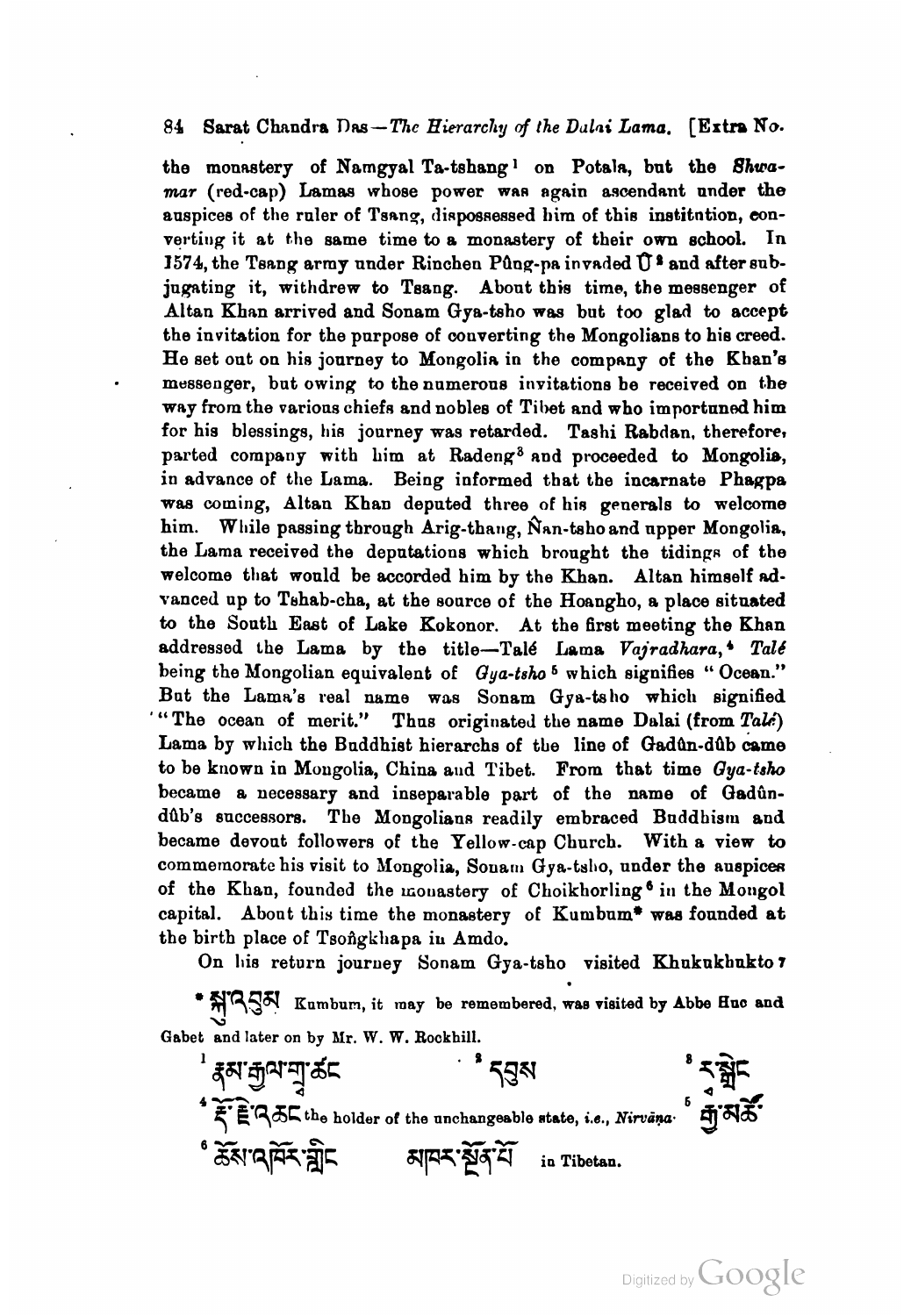the monastery of Namgyal Ta-tshang[1] on Potala, but the *Shwamar* (red-cap) Lamas whose power was again ascendant under the auspices of the ruler of Tsang, dispossessed him of this institution, converting it at the same time to a monastery of their own school. In 1574, the Tsang army under Rinchen Pûng-pa invaded Ü[2] and after subjugating it, withdrew to Tsang. About this time, the messenger of Altan Khan arrived and Sonam Gya-tsho was but too glad to accept the invitation for the purpose of converting the Mongolians to his creed. He set out on his journey to Mongolia in the company of the Khan's messenger, but owing to the numerous invitations he received on the way from the various chiefs and nobles of Tibet and who importuned him for his blessings, his journey was retarded. Tashi Rabdan, therefore, parted company with him at Radeng[3] and proceeded to Mongolia, in advance of the Lama. Being informed that the incarnate Phagpa was coming, Altan Khan deputed three of his generals to welcome him. While passing through Arig-thang, N̂an-tsho and upper Mongolia, the Lama received the deputations which brought the tidings of the welcome that would be accorded him by the Khan. Altan himself advanced up to Tshab-cha, at the source of the Hoangho, a place situated to the South East of Lake Kokonor. At the first meeting the Khan addressed the Lama by the title—Talé Lama *Vajradhara*,[4] *Talé* being the Mongolian equivalent of *Gya-tsho*[5] which signifies "Ocean." But the Lama's real name was Sonam Gya-tsho which signified "The ocean of merit." Thus originated the name Dalai (from *Talé*) Lama by which the Buddhist hierarchs of the line of Gadûn-dûb came to be known in Mongolia, China and Tibet. From that time *Gya-tsho* became a necessary and inseparable part of the name of Gadûn-dûb's successors. The Mongolians readily embraced Buddhism and became devout followers of the Yellow-cap Church. With a view to commemorate his visit to Mongolia, Sonam Gya-tsho, under the auspices of the Khan, founded the monastery of Choikhorling[6] in the Mongol capital. About this time the monastery of Kumbum* was founded at the birth place of Tsoṅgkhapa in Amdo.

On his return journey Sonam Gya-tsho visited Khukukhukto[7]

---

* སྐུ་འབུམ། Kumbum, it may be remembered, was visited by Abbe Huc and Gabet and later on by Mr. W. W. Rockhill.

[1] རྣམ་རྒྱལ་གྲྭ་ཚང

[2] དབུས

[3] ར་སྒྲེང

[4] རྡོ་རྗེ་འཆང the holder of the unchangeable state, *i.e.*, *Nirvāṇa*.

[5] རྒྱ་མཚོ

[6] ཆོས་འཁོར་གླིང

[7] མཁར་སྔོན་པོ in Tibetan.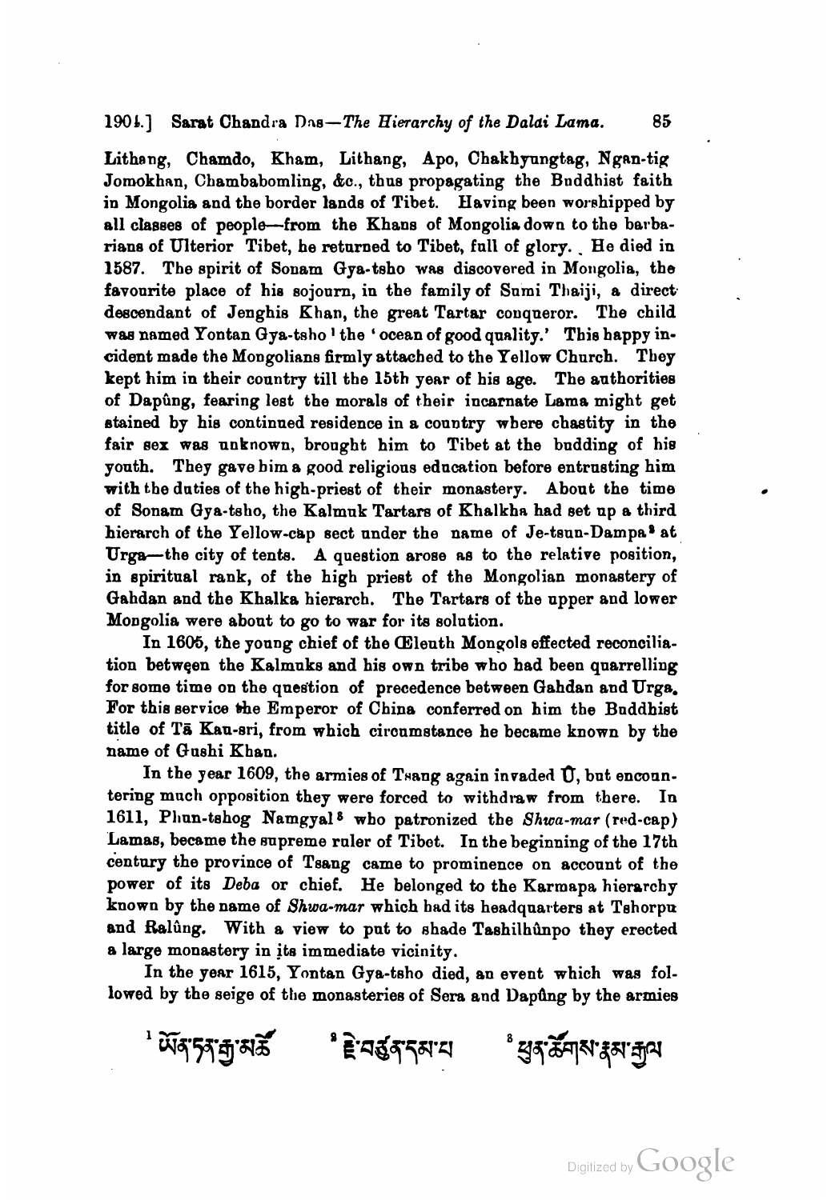Lithang, Chamdo, Kham, Lithang, Apo, Chakhyungtag, Ngan-tig Jomokhan, Chambabomling, &c., thus propagating the Buddhist faith in Mongolia and the border lands of Tibet. Having been worshipped by all classes of people—from the Khans of Mongolia down to the barbarians of Ulterior Tibet, he returned to Tibet, full of glory. He died in 1587. The spirit of Sonam Gya-tsho was discovered in Mongolia, the favourite place of his sojourn, in the family of Sumi Thaiji, a direct descendant of Jenghis Khan, the great Tartar conqueror. The child was named Yontan Gya-tsho [1] the 'ocean of good quality.' This happy incident made the Mongolians firmly attached to the Yellow Church. They kept him in their country till the 15th year of his age. The authorities of Dapûng, fearing lest the morals of their incarnate Lama might get stained by his continued residence in a country where chastity in the fair sex was unknown, brought him to Tibet at the budding of his youth. They gave him a good religious education before entrusting him with the duties of the high-priest of their monastery. About the time of Sonam Gya-tsho, the Kalmuk Tartars of Khalkha had set up a third hierarch of the Yellow-cap sect under the name of Je-tsun-Dampa [2] at Urga—the city of tents. A question arose as to the relative position, in spiritual rank, of the high priest of the Mongolian monastery of Gahdan and the Khalka hierarch. The Tartars of the upper and lower Mongolia were about to go to war for its solution.

In 1605, the young chief of the Œleuth Mongols effected reconciliation between the Kalmuks and his own tribe who had been quarrelling for some time on the question of precedence between Gahdan and Urga. For this service the Emperor of China conferred on him the Buddhist title of Tā Kau-sri, from which circumstance he became known by the name of Gushi Khan.

In the year 1609, the armies of Tsang again invaded Û, but encountering much opposition they were forced to withdraw from there. In 1611, Phun-tshog Namgyal [3] who patronized the *Shwa-mar* (red-cap) Lamas, became the supreme ruler of Tibet. In the beginning of the 17th century the province of Tsang came to prominence on account of the power of its *Deba* or chief. He belonged to the Karmapa hierarchy known by the name of *Shwa-mar* which had its headquarters at Tshorpu and Ralûng. With a view to put to shade Tashilhûnpo they erected a large monastery in its immediate vicinity.

In the year 1615, Yontan Gya-tsho died, an event which was followed by the seige of the monasteries of Sera and Dapûng by the armies

[1] ཡོན་ཏན་རྒྱ་མཚོ [2] རྗེ་བཙུན་དམ་པ [3] ཕུན་ཚོགས་རྣམ་རྒྱལ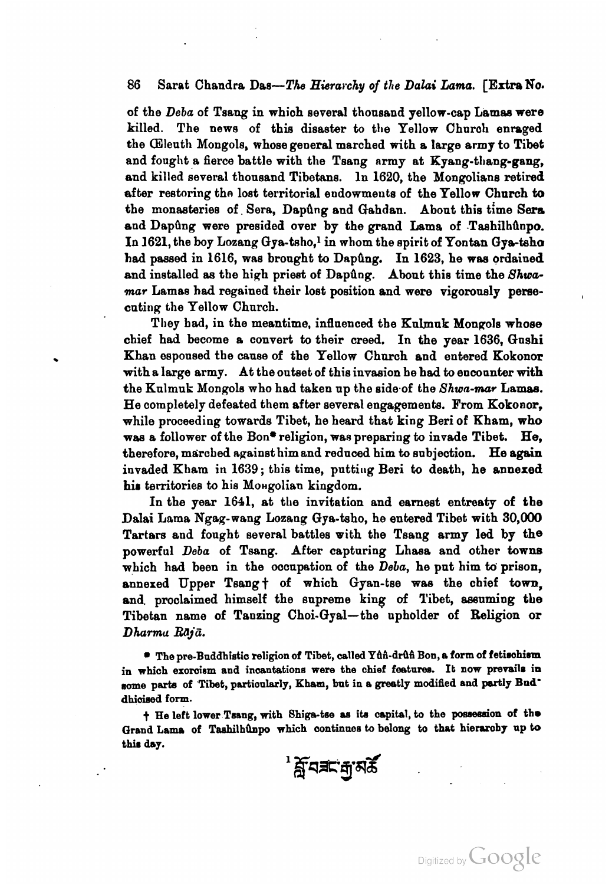of the *Deba* of Tsang in which several thousand yellow-cap Lamas were killed. The news of this disaster to the Yellow Church enraged the Œleuth Mongols, whose general marched with a large army to Tibet and fought a fierce battle with the Tsang army at Kyang-thang-gang, and killed several thousand Tibetans. In 1620, the Mongolians retired after restoring the lost territorial endowments of the Yellow Church to the monasteries of Sera, Dapûng and Gahdan. About this time Sera and Dapûng were presided over by the grand Lama of Tashilhûnpo. In 1621, the boy Lozang Gya-tsho,[1] in whom the spirit of Yontan Gya-tsho had passed in 1616, was brought to Dapûng. In 1623, he was ordained and installed as the high priest of Dapûng. About this time the *Shwa-mar* Lamas had regained their lost position and were vigorously persecuting the Yellow Church.

They had, in the meantime, influenced the Kulmuk Mongols whose chief had become a convert to their creed. In the year 1636, Gushi Khan espoused the cause of the Yellow Church and entered Kokonor with a large army. At the outset of this invasion he had to encounter with the Kulmuk Mongols who had taken up the side of the *Shwa-mar* Lamas. He completely defeated them after several engagements. From Kokonor, while proceeding towards Tibet, he heard that king Beri of Kham, who was a follower of the Bon* religion, was preparing to invade Tibet. He, therefore, marched against him and reduced him to subjection. He again invaded Kham in 1639; this time, putting Beri to death, he annexed his territories to his Mongolian kingdom.

In the year 1641, at the invitation and earnest entreaty of the Dalai Lama Ngag-wang Lozang Gya-tsho, he entered Tibet with 30,000 Tartars and fought several battles with the Tsang army led by the powerful *Deba* of Tsang. After capturing Lhasa and other towns which had been in the occupation of the *Deba*, he put him to prison, annexed Upper Tsang † of which Gyan-tse was the chief town, and proclaimed himself the supreme king of Tibet, assuming the Tibetan name of Tanzing Choi-Gyal—the upholder of Religion or *Dharma Rājā*.

\* The pre-Buddhistic religion of Tibet, called Yûñ-drûñ Bon, a form of fetischism in which exorcism and incantations were the chief features. It now prevails in some parts of Tibet, particularly, Kham, but in a greatly modified and partly Buddhicised form.

† He left lower Tsang, with Shiga-tse as its capital, to the possession of the Grand Lama of Tashilhûnpo which continues to belong to that hierarchy up to this day.

[1] བློ་བཟང་རྒྱ་མཚོ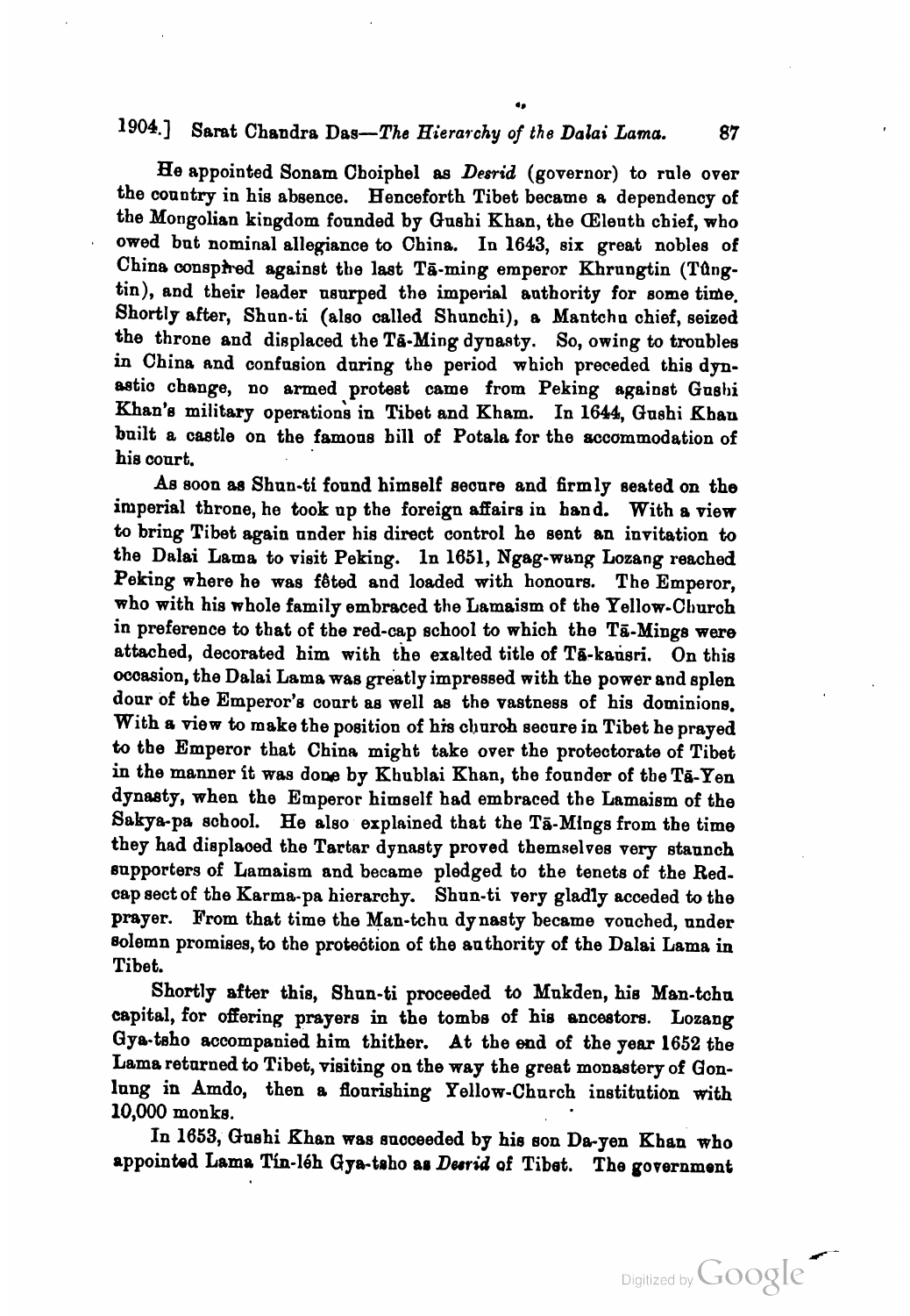He appointed Sonam Choiphel as *Desrid* (governor) to rule over the country in his absence. Henceforth Tibet became a dependency of the Mongolian kingdom founded by Gushi Khan, the Œleuth chief, who owed but nominal allegiance to China. In 1643, six great nobles of China conspired against the last Tā-ming emperor Khrungtin (Tûng-tin), and their leader usurped the imperial authority for some time. Shortly after, Shun-ti (also called Shunchi), a Mantchu chief, seized the throne and displaced the Tā-Ming dynasty. So, owing to troubles in China and confusion during the period which preceded this dynastic change, no armed protest came from Peking against Gushi Khan's military operations in Tibet and Kham. In 1644, Gushi Khan built a castle on the famous hill of Potala for the accommodation of his court.

As soon as Shun-ti found himself secure and firmly seated on the imperial throne, he took up the foreign affairs in hand. With a view to bring Tibet again under his direct control he sent an invitation to the Dalai Lama to visit Peking. In 1651, Ngag-wang Lozang reached Peking where he was fêted and loaded with honours. The Emperor, who with his whole family embraced the Lamaism of the Yellow-Church in preference to that of the red-cap school to which the Tā-Mings were attached, decorated him with the exalted title of Tā-kausri. On this occasion, the Dalai Lama was greatly impressed with the power and splendour of the Emperor's court as well as the vastness of his dominions. With a view to make the position of his church secure in Tibet he prayed to the Emperor that China might take over the protectorate of Tibet in the manner it was done by Khublai Khan, the founder of the Tā-Yen dynasty, when the Emperor himself had embraced the Lamaism of the Sakya-pa school. He also explained that the Tā-Mings from the time they had displaced the Tartar dynasty proved themselves very staunch supporters of Lamaism and became pledged to the tenets of the Red-cap sect of the Karma-pa hierarchy. Shun-ti very gladly acceded to the prayer. From that time the Man-tchu dynasty became vouched, under solemn promises, to the protection of the authority of the Dalai Lama in Tibet.

Shortly after this, Shun-ti proceeded to Mukden, his Man-tchu capital, for offering prayers in the tombs of his ancestors. Lozang Gya-tsho accompanied him thither. At the end of the year 1652 the Lama returned to Tibet, visiting on the way the great monastery of Gonlung in Amdo, then a flourishing Yellow-Church institution with 10,000 monks.

In 1653, Gushi Khan was succeeded by his son Da-yen Khan who appointed Lama Tín-léh Gya-tsho as *Desrid* of Tibet. The government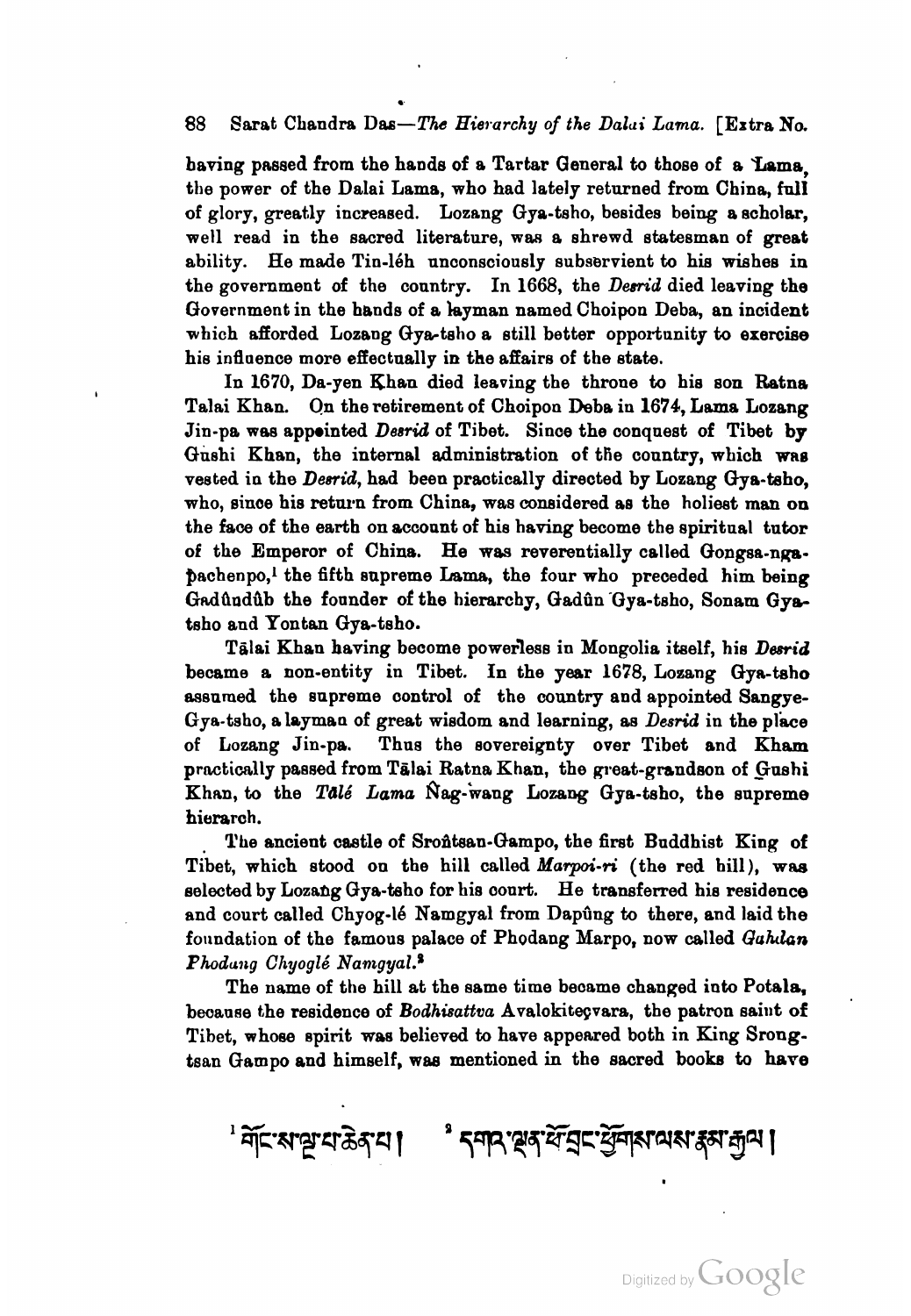having passed from the hands of a Tartar General to those of a Lama, the power of the Dalai Lama, who had lately returned from China, full of glory, greatly increased. Lozang Gya-tsho, besides being a scholar, well read in the sacred literature, was a shrewd statesman of great ability. He made Tin-léh unconsciously subservient to his wishes in the government of the country. In 1668, the *Desrid* died leaving the Government in the hands of a layman named Choipon Deba, an incident which afforded Lozang Gya-tsho a still better opportunity to exercise his influence more effectually in the affairs of the state.

In 1670, Da-yen Khan died leaving the throne to his son Ratna Talai Khan. On the retirement of Choipon Deba in 1674, Lama Lozang Jin-pa was appointed *Desrid* of Tibet. Since the conquest of Tibet by Gushi Khan, the internal administration of the country, which was vested in the *Desrid*, had been practically directed by Lozang Gya-tsho, who, since his return from China, was considered as the holiest man on the face of the earth on account of his having become the spiritual tutor of the Emperor of China. He was reverentially called Gongsa-ngapachenpo,[1] the fifth supreme Lama, the four who preceded him being Gadûndûb the founder of the hierarchy, Gadûn Gya-tsho, Sonam Gya-tsho and Yontan Gya-tsho.

Tālai Khan having become powerless in Mongolia itself, his *Desrid* became a non-entity in Tibet. In the year 1678, Lozang Gya-tsho assumed the supreme control of the country and appointed Sangye-Gya-tsho, a layman of great wisdom and learning, as *Desrid* in the place of Lozang Jin-pa. Thus the sovereignty over Tibet and Kham practically passed from Tālai Ratna Khan, the great-grandson of Gushi Khan, to the *Tālé Lama* Ñag-wang Lozang Gya-tsho, the supreme hierarch.

The ancient castle of Sroñtsan-Gampo, the first Buddhist King of Tibet, which stood on the hill called *Marpoi-ri* (the red hill), was selected by Lozang Gya-tsho for his court. He transferred his residence and court called Chyog-lé Namgyal from Dapûng to there, and laid the foundation of the famous palace of Phodang Marpo, now called *Gahdan Phodang Chyoglé Namgyal.*[2]

The name of the hill at the same time became changed into Potala, because the residence of *Bodhisattva* Avalokiteçvara, the patron saint of Tibet, whose spirit was believed to have appeared both in King Srongtsan Gampo and himself, was mentioned in the sacred books to have

[1] གོང་ས་ལྔ་པ་ཆེན་པོ། [2] དགའ་ལྡན་ཕོ་བྲང་ཕྱོགས་ལས་རྣམ་རྒྱལ།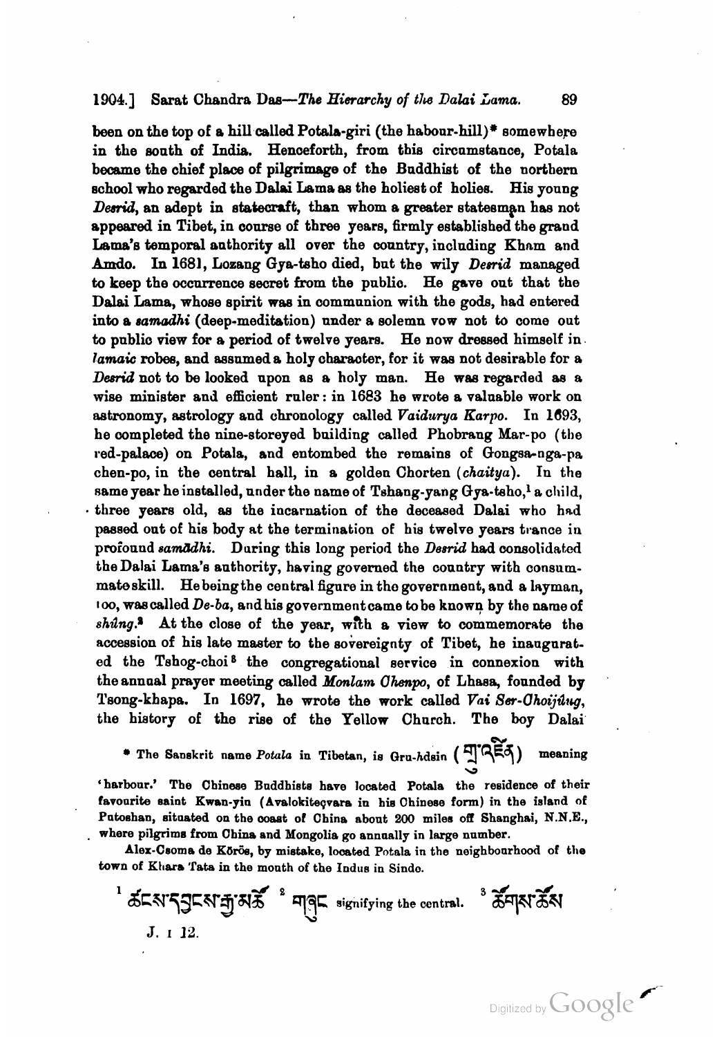been on the top of a hill called Potala-giri (the habour-hill)* somewhere in the south of India. Henceforth, from this circumstance, Potala became the chief place of pilgrimage of the Buddhist of the northern school who regarded the Dalai Lama as the holiest of holies. His young *Desrid*, an adept in statecraft, than whom a greater statesman has not appeared in Tibet, in course of three years, firmly established the grand Lama's temporal authority all over the country, including Kham and Amdo. In 1681, Lozang Gya-tsho died, but the wily *Desrid* managed to keep the occurrence secret from the public. He gave out that the Dalai Lama, whose spirit was in communion with the gods, had entered into a *samadhi* (deep-meditation) under a solemn vow not to come out to public view for a period of twelve years. He now dressed himself in *lamaic* robes, and assumed a holy character, for it was not desirable for a *Desrid* not to be looked upon as a holy man. He was regarded as a wise minister and efficient ruler: in 1683 he wrote a valuable work on astronomy, astrology and chronology called *Vaidurya Karpo*. In 1693, he completed the nine-storeyed building called Phobrang Mar-po (the red-palace) on Potala, and entombed the remains of Gongsa-nga-pa chen-po, in the central hall, in a golden Chorten (*chaitya*). In the same year he installed, under the name of Tshang-yang Gya-tsho,[1] a child, three years old, as the incarnation of the deceased Dalai who had passed out of his body at the termination of his twelve years trance in profound *samādhi*. During this long period the *Desrid* had consolidated the Dalai Lama's authority, having governed the country with consummate skill. He being the central figure in the government, and a layman, too, was called *De-ba*, and his government came to be known by the name of *shûng*.[2] At the close of the year, with a view to commemorate the accession of his late master to the sovereignty of Tibet, he inaugurated the Tshog-choi[3] the congregational service in connexion with the annual prayer meeting called *Monlam Chenpo*, of Lhasa, founded by Tsong-khapa. In 1697, he wrote the work called *Vai Ser-Choijûng*, the history of the rise of the Yellow Church. The boy Dalai

\* The Sanskrit name *Potala* in Tibetan, is Gru-*h*dsin (གྲུ་འཛིན) meaning 'harbour.' The Chinese Buddhists have located Potala the residence of their favourite saint Kwan-yin (Avalokiteçvara in his Chinese form) in the island of Putoshan, situated on the coast of China about 200 miles off Shanghai, N.N.E., where pilgrims from China and Mongolia go annually in large number.

Alex-Csoma de Kōrōs, by mistake, located Potala in the neighbourhood of the town of Khara Tata in the mouth of the Indus in Sindo.

[1] ཚངས་དབྱངས་རྒྱ་མཚོ [2] གཞུང signifying the central. [3] ཚོགས་ཆོས

J. I 12.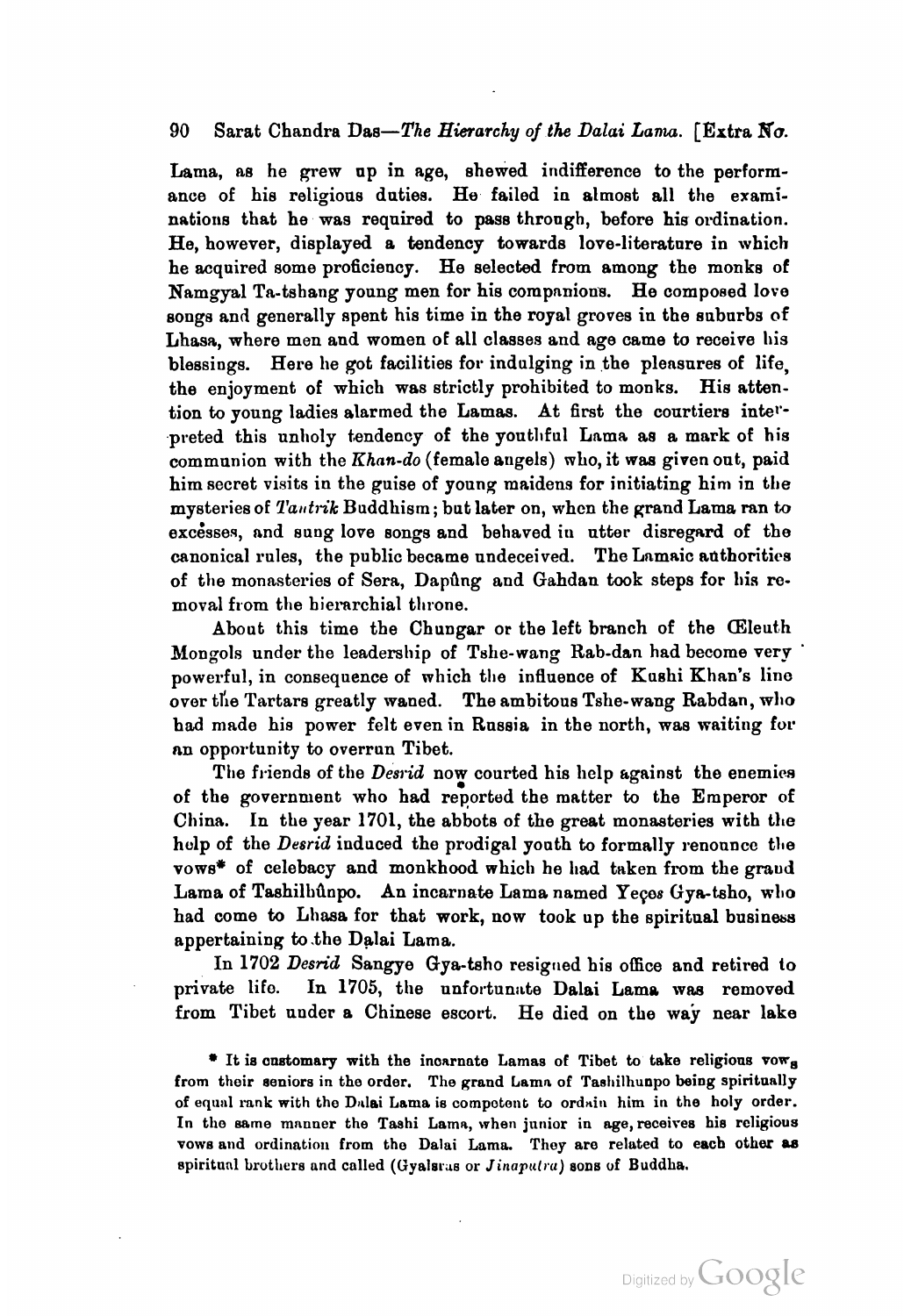Lama, as he grew up in age, shewed indifference to the performance of his religious duties. He failed in almost all the examinations that he was required to pass through, before his ordination. He, however, displayed a tendency towards love-literature in which he acquired some proficiency. He selected from among the monks of Namgyal Ta-tshang young men for his companions. He composed love songs and generally spent his time in the royal groves in the suburbs of Lhasa, where men and women of all classes and age came to receive his blessings. Here he got facilities for indulging in the pleasures of life, the enjoyment of which was strictly prohibited to monks. His attention to young ladies alarmed the Lamas. At first the courtiers interpreted this unholy tendency of the youthful Lama as a mark of his communion with the *Khan-do* (female angels) who, it was given out, paid him secret visits in the guise of young maidens for initiating him in the mysteries of *Tantrik* Buddhism; but later on, when the grand Lama ran to excesses, and sung love songs and behaved in utter disregard of the canonical rules, the public became undeceived. The Lamaic authorities of the monasteries of Sera, Dapûng and Gahdan took steps for his removal from the hierarchial throne.

About this time the Chungar or the left branch of the Œleuth Mongols under the leadership of Tshe-wang Rab-dan had become very powerful, in consequence of which the influence of Kushi Khan's line over the Tartars greatly waned. The ambitous Tshe-wang Rabdan, who had made his power felt even in Russia in the north, was waiting for an opportunity to overrun Tibet.

The friends of the *Desrid* now courted his help against the enemies of the government who had reported the matter to the Emperor of China. In the year 1701, the abbots of the great monasteries with the help of the *Desrid* induced the prodigal youth to formally renounce the vows* of celebacy and monkhood which he had taken from the grand Lama of Tashilhûnpo. An incarnate Lama named Yeçes Gya-tsho, who had come to Lhasa for that work, now took up the spiritual business appertaining to the Dalai Lama.

In 1702 *Desrid* Sangye Gya-tsho resigned his office and retired to private life. In 1705, the unfortunate Dalai Lama was removed from Tibet under a Chinese escort. He died on the way near lake

* It is customary with the incarnate Lamas of Tibet to take religious vows from their seniors in the order. The grand Lama of Tashilhunpo being spiritually of equal rank with the Dalai Lama is competent to ordain him in the holy order. In the same manner the Tashi Lama, when junior in age, receives his religious vows and ordination from the Dalai Lama. They are related to each other as spiritual brothers and called (Gyalsras or *Jinaputra*) sons of Buddha.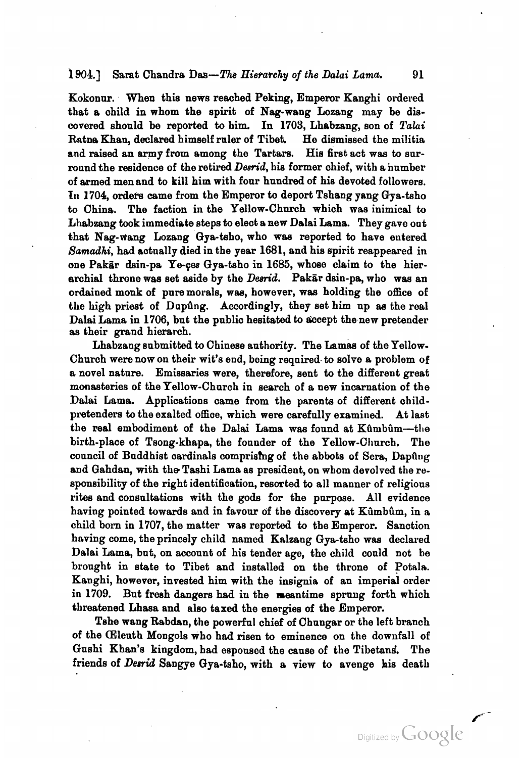Kokonur. When this news reached Peking, Emperor Kanghi ordered that a child in whom the spirit of Nag-wang Lozang may be discovered should be reported to him. In 1703, Lhabzang, son of *Talai* Ratna Khan, declared himself ruler of Tibet. He dismissed the militia and raised an army from among the Tartars. His first act was to surround the residence of the retired *Desrid*, his former chief, with a number of armed men and to kill him with four hundred of his devoted followers. In 1704, orders came from the Emperor to deport Tshang yang Gya-tsho to China. The faction in the Yellow-Church which was inimical to Lhabzang took immediate steps to elect a new Dalai Lama. They gave out that Nag-wang Lozang Gya-tsho, who was reported to have entered *Samadhi*, had actually died in the year 1681, and his spirit reappeared in one Pakār dsin-pa Ye-çes Gya-tsho in 1685, whose claim to the hierarchial throne was set aside by the *Desrid*. Pakār dsin-pa, who was an ordained monk of pure morals, was, however, was holding the office of the high priest of Dapûng. Accordingly, they set him up as the real Dalai Lama in 1706, but the public hesitated to accept the new pretender as their grand hierarch.

Lhabzang submitted to Chinese authority. The Lamas of the Yellow-Church were now on their wit's end, being required to solve a problem of a novel nature. Emissaries were, therefore, sent to the different great monasteries of the Yellow-Church in search of a new incarnation of the Dalai Lama. Applications came from the parents of different child-pretenders to the exalted office, which were carefully examined. At last the real embodiment of the Dalai Lama was found at Kûmbûm—the birth-place of Tsong-khapa, the founder of the Yellow-Church. The council of Buddhist cardinals comprising of the abbots of Sera, Dapûng and Gahdan, with the Tashi Lama as president, on whom devolved the responsibility of the right identification, resorted to all manner of religious rites and consultations with the gods for the purpose. All evidence having pointed towards and in favour of the discovery at Kûmbûm, in a child born in 1707, the matter was reported to the Emperor. Sanction having come, the princely child named Kalzang Gya-tsho was declared Dalai Lama, but, on account of his tender age, the child could not be brought in state to Tibet and installed on the throne of Potala. Kanghi, however, invested him with the insignia of an imperial order in 1709. But fresh dangers had in the meantime sprung forth which threatened Lhasa and also taxed the energies of the Emperor.

Tshe wang Rabdan, the powerful chief of Chungar or the left branch of the Œleuth Mongols who had risen to eminence on the downfall of Gushi Khan's kingdom, had espoused the cause of the Tibetans. The friends of *Desrid* Sangye Gya-tsho, with a view to avenge his death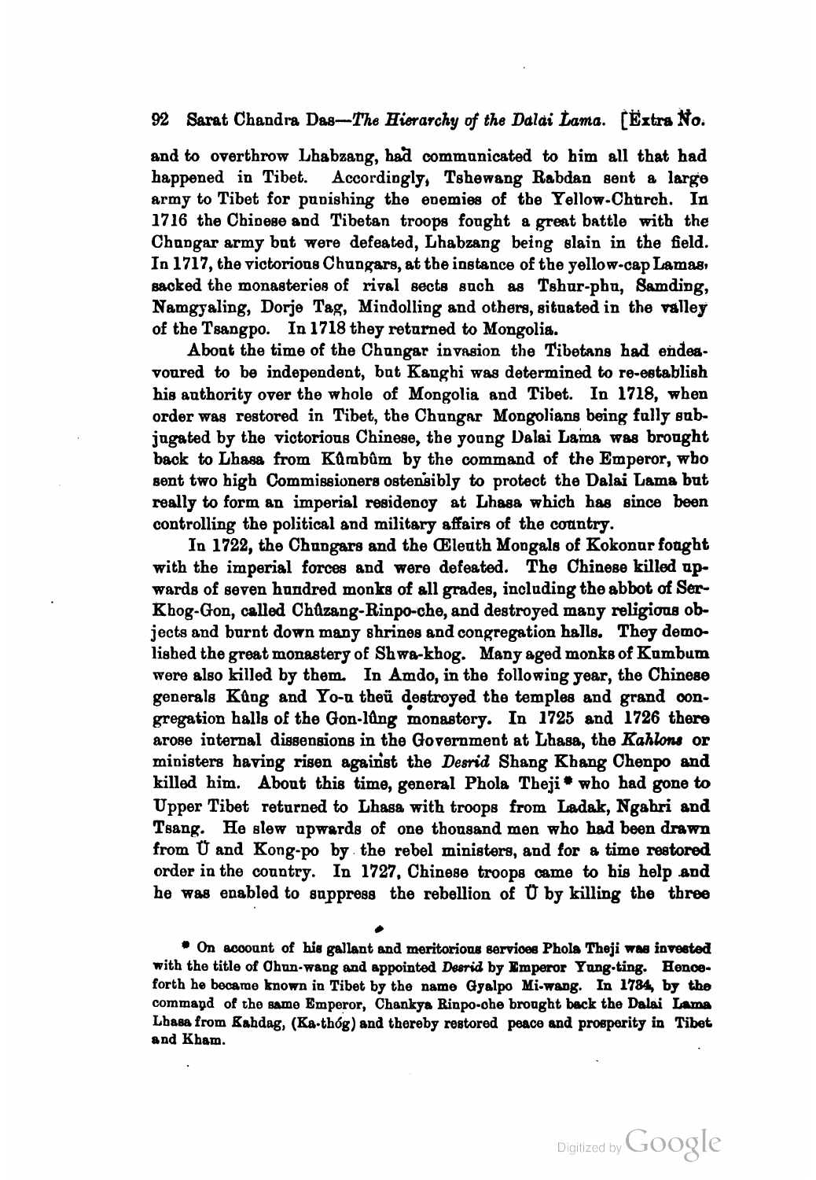and to overthrow Lhabzang, had communicated to him all that had happened in Tibet. Accordingly, Tshewang Rabdan sent a large army to Tibet for punishing the enemies of the Yellow-Church. In 1716 the Chinese and Tibetan troops fought a great battle with the Chungar army but were defeated, Lhabzang being slain in the field. In 1717, the victorious Chungars, at the instance of the yellow-cap Lamas, sacked the monasteries of rival sects such as Tshur-phu, Samding, Namgyaling, Dorje Tag, Mindolling and others, situated in the valley of the Tsangpo. In 1718 they returned to Mongolia.

About the time of the Chungar invasion the Tibetans had endeavoured to be independent, but Kanghi was determined to re-establish his authority over the whole of Mongolia and Tibet. In 1718, when order was restored in Tibet, the Chungar Mongolians being fully subjugated by the victorious Chinese, the young Dalai Lama was brought back to Lhasa from Kûmbûm by the command of the Emperor, who sent two high Commissioners ostensibly to protect the Dalai Lama but really to form an imperial residency at Lhasa which has since been controlling the political and military affairs of the country.

In 1722, the Chungars and the Œleuth Mongals of Kokonur fought with the imperial forces and were defeated. The Chinese killed upwards of seven hundred monks of all grades, including the abbot of Ser-Khog-Gon, called Chûzang-Rinpo-che, and destroyed many religious objects and burnt down many shrines and congregation halls. They demolished the great monastery of Shwa-khog. Many aged monks of Kumbum were also killed by them. In Amdo, in the following year, the Chinese generals Kûng and Yo-u theü destroyed the temples and grand congregation halls of the Gon-lûng monastery. In 1725 and 1726 there arose internal dissensions in the Government at Lhasa, the *Kahlons* or ministers having risen against the *Desrid* Shang Khang Chenpo and killed him. About this time, general Phola Theji* who had gone to Upper Tibet returned to Lhasa with troops from Ladak, Ngahri and Tsang. He slew upwards of one thousand men who had been drawn from Ü and Kong-po by the rebel ministers, and for a time restored order in the country. In 1727, Chinese troops came to his help and he was enabled to suppress the rebellion of Ü by killing the three

* On account of his gallant and meritorious services Phola Theji was invested with the title of Chun-wang and appointed *Desrid* by Emperor Yung-ting. Henceforth he became known in Tibet by the name Gyalpo Mi-wang. In 1734, by the command of the same Emperor, Chankya Rinpo-che brought back the Dalai Lama Lhasa from Kahdag, (Ka-thóg) and thereby restored peace and prosperity in Tibet and Kham.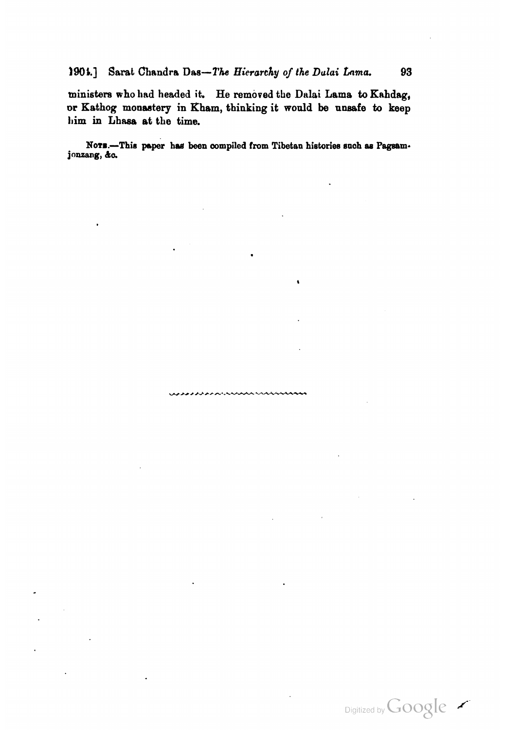ministers who had headed it. He removed the Dalai Lama to Kahdag, or Kathog monastery in Kham, thinking it would be unsafe to keep him in Lhasa at the time.

NOTE.—This paper has been compiled from Tibetan histories such as Pagsam-jonzang, &c.